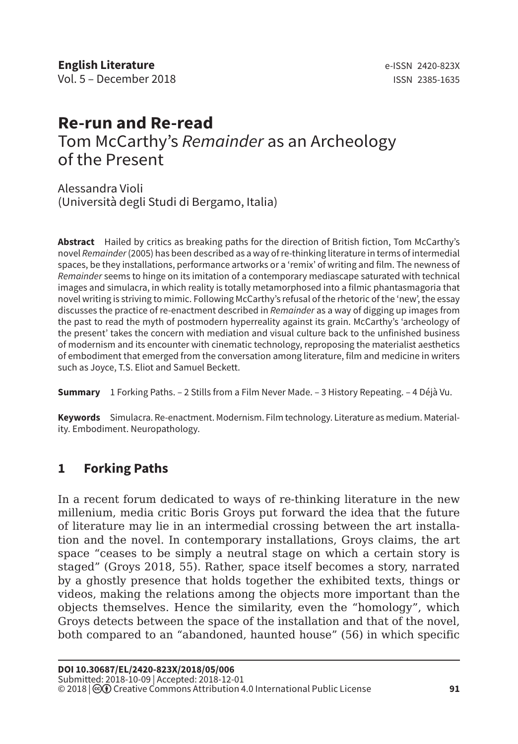# Re-run and Re-read

## Tom McCarthy's *Remainder* as an Archeology of the Present

Alessandra Violi
(Università degli Studi di Bergamo, Italia)

**Abstract** Hailed by critics as breaking paths for the direction of British fiction, Tom McCarthy's novel *Remainder* (2005) has been described as a way of re-thinking literature in terms of intermedial spaces, be they installations, performance artworks or a 'remix' of writing and film. The newness of *Remainder* seems to hinge on its imitation of a contemporary mediascape saturated with technical images and simulacra, in which reality is totally metamorphosed into a filmic phantasmagoria that novel writing is striving to mimic. Following McCarthy's refusal of the rhetoric of the 'new', the essay discusses the practice of re-enactment described in *Remainder* as a way of digging up images from the past to read the myth of postmodern hyperreality against its grain. McCarthy's 'archeology of the present' takes the concern with mediation and visual culture back to the unfinished business of modernism and its encounter with cinematic technology, reproposing the materialist aesthetics of embodiment that emerged from the conversation among literature, film and medicine in writers such as Joyce, T.S. Eliot and Samuel Beckett.

**Summary** 1 Forking Paths. – 2 Stills from a Film Never Made. – 3 History Repeating. – 4 Déjà Vu.

**Keywords** Simulacra. Re-enactment. Modernism. Film technology. Literature as medium. Materiality. Embodiment. Neuropathology.

## 1 Forking Paths

In a recent forum dedicated to ways of re-thinking literature in the new millenium, media critic Boris Groys put forward the idea that the future of literature may lie in an intermedial crossing between the art installation and the novel. In contemporary installations, Groys claims, the art space "ceases to be simply a neutral stage on which a certain story is staged" (Groys 2018, 55). Rather, space itself becomes a story, narrated by a ghostly presence that holds together the exhibited texts, things or videos, making the relations among the objects more important than the objects themselves. Hence the similarity, even the "homology", which Groys detects between the space of the installation and that of the novel, both compared to an "abandoned, haunted house" (56) in which specific

**DOI 10.30687/EL/2420-823X/2018/05/006**
Submitted: 2018-10-09 | Accepted: 2018-12-01
© 2018 | Creative Commons Attribution 4.0 International Public License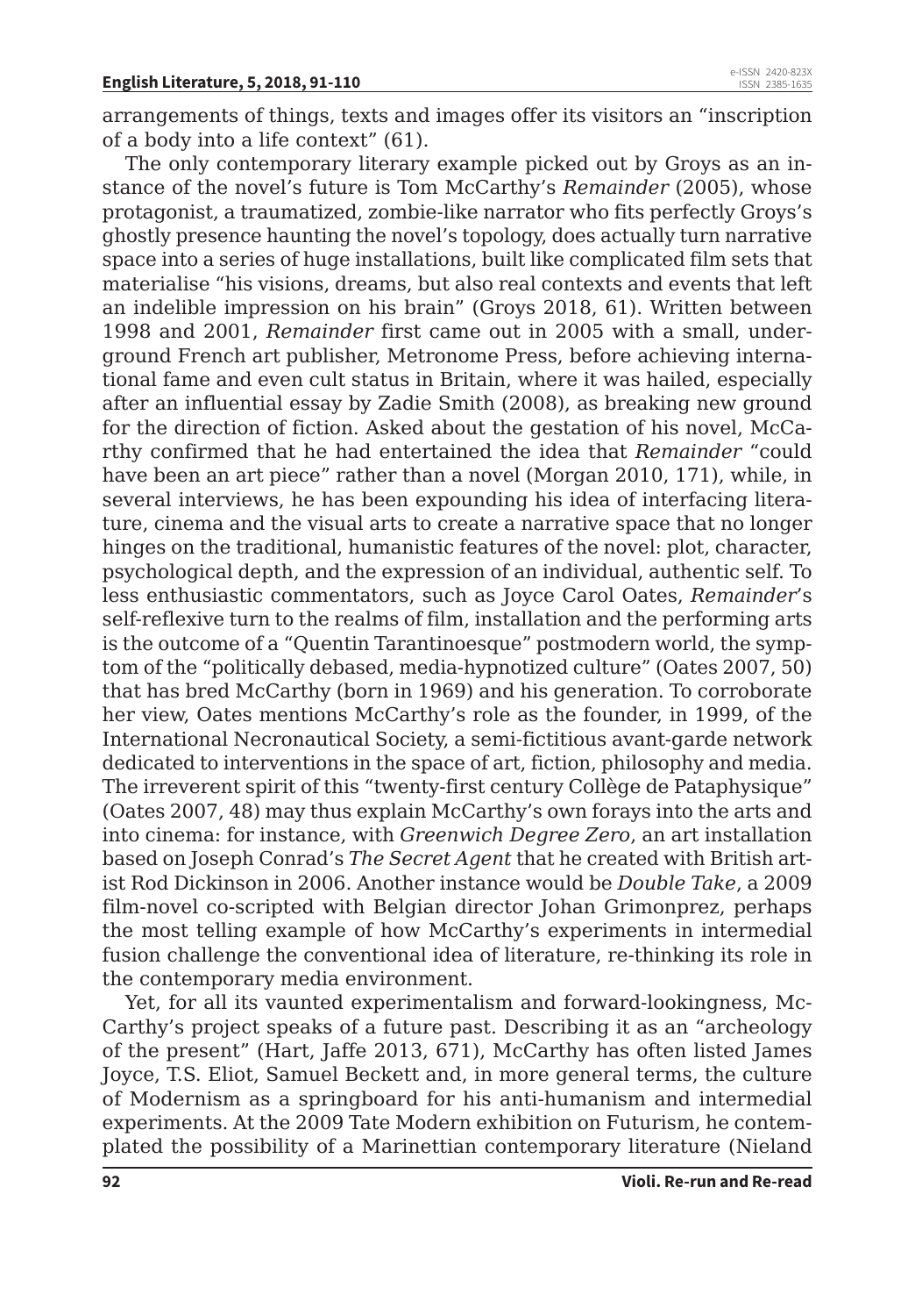arrangements of things, texts and images offer its visitors an "inscription of a body into a life context" (61).

The only contemporary literary example picked out by Groys as an instance of the novel's future is Tom McCarthy's *Remainder* (2005), whose protagonist, a traumatized, zombie-like narrator who fits perfectly Groys's ghostly presence haunting the novel's topology, does actually turn narrative space into a series of huge installations, built like complicated film sets that materialise "his visions, dreams, but also real contexts and events that left an indelible impression on his brain" (Groys 2018, 61). Written between 1998 and 2001, *Remainder* first came out in 2005 with a small, underground French art publisher, Metronome Press, before achieving international fame and even cult status in Britain, where it was hailed, especially after an influential essay by Zadie Smith (2008), as breaking new ground for the direction of fiction. Asked about the gestation of his novel, McCarthy confirmed that he had entertained the idea that *Remainder* "could have been an art piece" rather than a novel (Morgan 2010, 171), while, in several interviews, he has been expounding his idea of interfacing literature, cinema and the visual arts to create a narrative space that no longer hinges on the traditional, humanistic features of the novel: plot, character, psychological depth, and the expression of an individual, authentic self. To less enthusiastic commentators, such as Joyce Carol Oates, *Remainder*'s self-reflexive turn to the realms of film, installation and the performing arts is the outcome of a "Quentin Tarantinoesque" postmodern world, the symptom of the "politically debased, media-hypnotized culture" (Oates 2007, 50) that has bred McCarthy (born in 1969) and his generation. To corroborate her view, Oates mentions McCarthy's role as the founder, in 1999, of the International Necronautical Society, a semi-fictitious avant-garde network dedicated to interventions in the space of art, fiction, philosophy and media. The irreverent spirit of this "twenty-first century Collège de Pataphysique" (Oates 2007, 48) may thus explain McCarthy's own forays into the arts and into cinema: for instance, with *Greenwich Degree Zero*, an art installation based on Joseph Conrad's *The Secret Agent* that he created with British artist Rod Dickinson in 2006. Another instance would be *Double Take*, a 2009 film-novel co-scripted with Belgian director Johan Grimonprez, perhaps the most telling example of how McCarthy's experiments in intermedial fusion challenge the conventional idea of literature, re-thinking its role in the contemporary media environment.

Yet, for all its vaunted experimentalism and forward-lookingness, McCarthy's project speaks of a future past. Describing it as an "archeology of the present" (Hart, Jaffe 2013, 671), McCarthy has often listed James Joyce, T.S. Eliot, Samuel Beckett and, in more general terms, the culture of Modernism as a springboard for his anti-humanism and intermedial experiments. At the 2009 Tate Modern exhibition on Futurism, he contemplated the possibility of a Marinettian contemporary literature (Nieland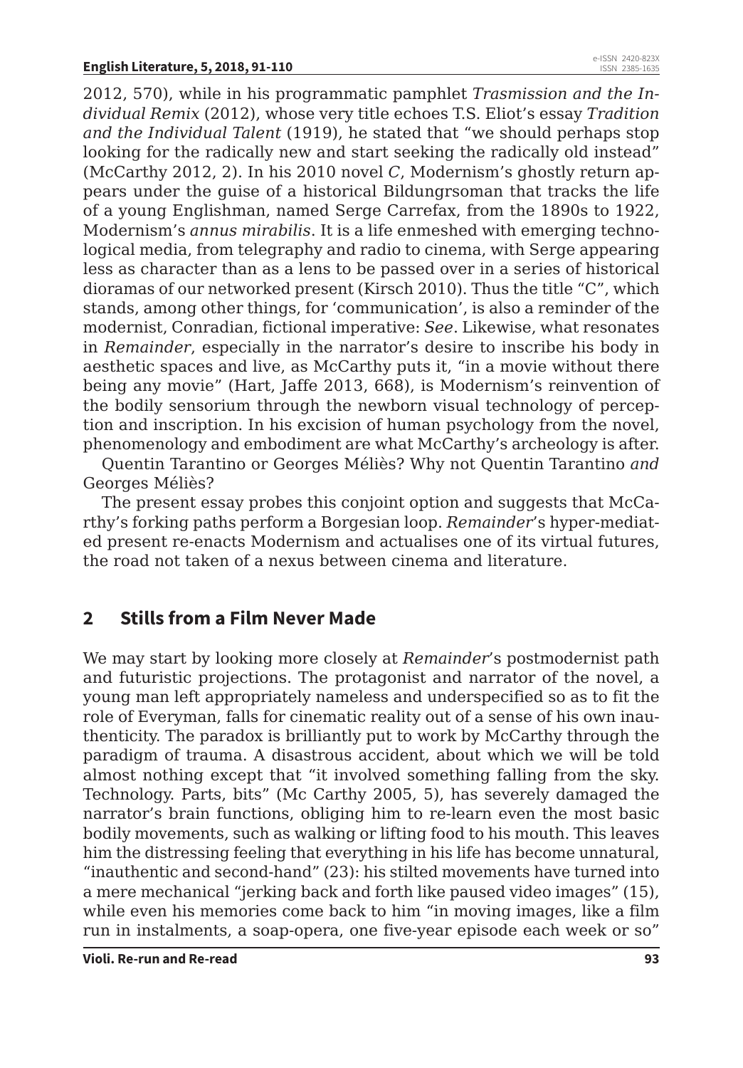2012, 570), while in his programmatic pamphlet *Trasmission and the Individual Remix* (2012), whose very title echoes T.S. Eliot's essay *Tradition and the Individual Talent* (1919), he stated that "we should perhaps stop looking for the radically new and start seeking the radically old instead" (McCarthy 2012, 2). In his 2010 novel *C*, Modernism's ghostly return appears under the guise of a historical Bildungrsoman that tracks the life of a young Englishman, named Serge Carrefax, from the 1890s to 1922, Modernism's *annus mirabilis*. It is a life enmeshed with emerging technological media, from telegraphy and radio to cinema, with Serge appearing less as character than as a lens to be passed over in a series of historical dioramas of our networked present (Kirsch 2010). Thus the title "C", which stands, among other things, for 'communication', is also a reminder of the modernist, Conradian, fictional imperative: *See*. Likewise, what resonates in *Remainder*, especially in the narrator's desire to inscribe his body in aesthetic spaces and live, as McCarthy puts it, "in a movie without there being any movie" (Hart, Jaffe 2013, 668), is Modernism's reinvention of the bodily sensorium through the newborn visual technology of perception and inscription. In his excision of human psychology from the novel, phenomenology and embodiment are what McCarthy's archeology is after.

Quentin Tarantino or Georges Méliès? Why not Quentin Tarantino *and* Georges Méliès?

The present essay probes this conjoint option and suggests that McCarthy's forking paths perform a Borgesian loop. *Remainder*'s hyper-mediated present re-enacts Modernism and actualises one of its virtual futures, the road not taken of a nexus between cinema and literature.

## 2 Stills from a Film Never Made

We may start by looking more closely at *Remainder*'s postmodernist path and futuristic projections. The protagonist and narrator of the novel, a young man left appropriately nameless and underspecified so as to fit the role of Everyman, falls for cinematic reality out of a sense of his own inauthenticity. The paradox is brilliantly put to work by McCarthy through the paradigm of trauma. A disastrous accident, about which we will be told almost nothing except that "it involved something falling from the sky. Technology. Parts, bits" (Mc Carthy 2005, 5), has severely damaged the narrator's brain functions, obliging him to re-learn even the most basic bodily movements, such as walking or lifting food to his mouth. This leaves him the distressing feeling that everything in his life has become unnatural, "inauthentic and second-hand" (23): his stilted movements have turned into a mere mechanical "jerking back and forth like paused video images" (15), while even his memories come back to him "in moving images, like a film run in instalments, a soap-opera, one five-year episode each week or so"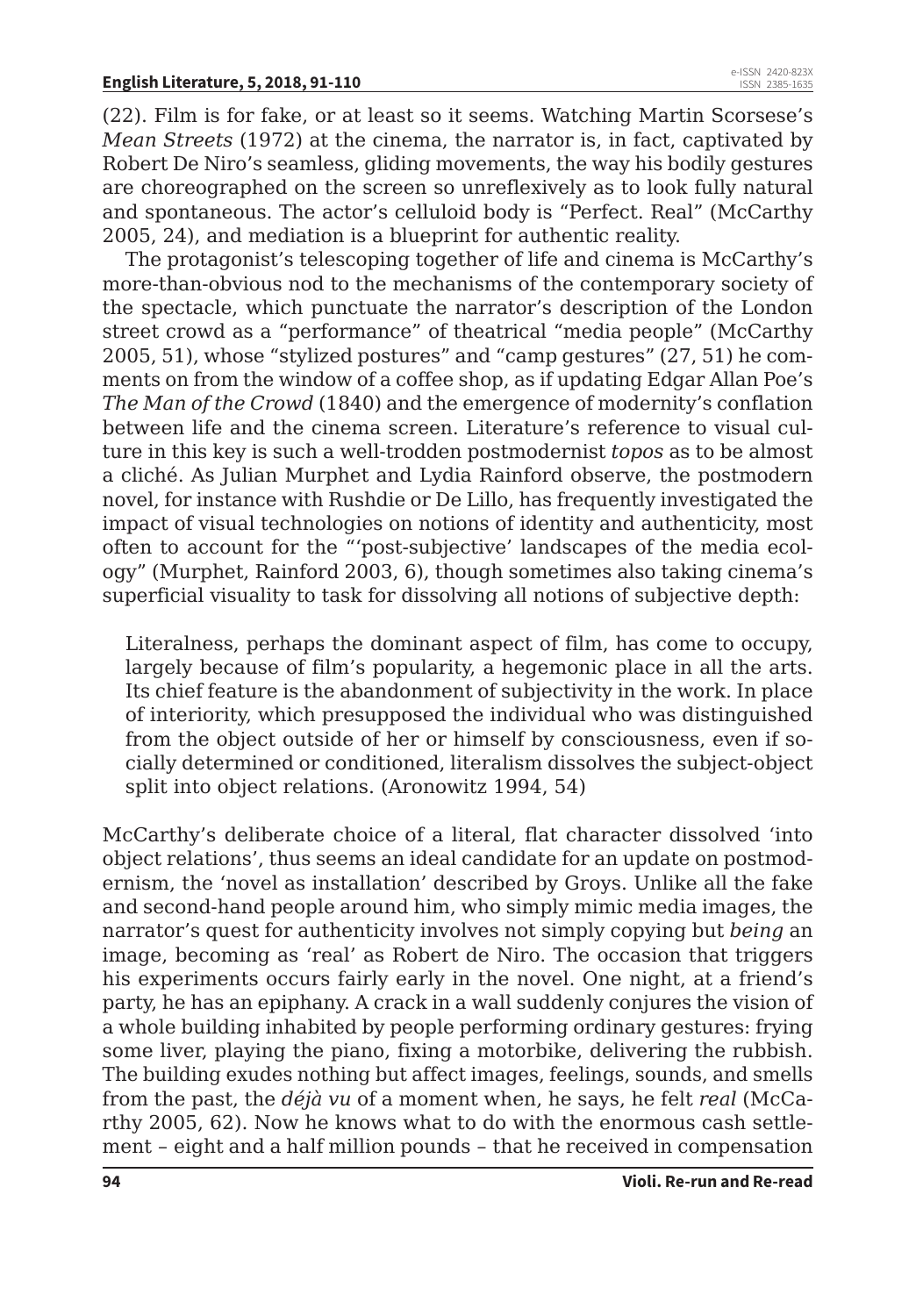(22). Film is for fake, or at least so it seems. Watching Martin Scorsese's *Mean Streets* (1972) at the cinema, the narrator is, in fact, captivated by Robert De Niro's seamless, gliding movements, the way his bodily gestures are choreographed on the screen so unreflexively as to look fully natural and spontaneous. The actor's celluloid body is "Perfect. Real" (McCarthy 2005, 24), and mediation is a blueprint for authentic reality.

The protagonist's telescoping together of life and cinema is McCarthy's more-than-obvious nod to the mechanisms of the contemporary society of the spectacle, which punctuate the narrator's description of the London street crowd as a "performance" of theatrical "media people" (McCarthy 2005, 51), whose "stylized postures" and "camp gestures" (27, 51) he comments on from the window of a coffee shop, as if updating Edgar Allan Poe's *The Man of the Crowd* (1840) and the emergence of modernity's conflation between life and the cinema screen. Literature's reference to visual culture in this key is such a well-trodden postmodernist *topos* as to be almost a cliché. As Julian Murphet and Lydia Rainford observe, the postmodern novel, for instance with Rushdie or De Lillo, has frequently investigated the impact of visual technologies on notions of identity and authenticity, most often to account for the "'post-subjective' landscapes of the media ecology" (Murphet, Rainford 2003, 6), though sometimes also taking cinema's superficial visuality to task for dissolving all notions of subjective depth:

> Literalness, perhaps the dominant aspect of film, has come to occupy, largely because of film's popularity, a hegemonic place in all the arts. Its chief feature is the abandonment of subjectivity in the work. In place of interiority, which presupposed the individual who was distinguished from the object outside of her or himself by consciousness, even if socially determined or conditioned, literalism dissolves the subject-object split into object relations. (Aronowitz 1994, 54)

McCarthy's deliberate choice of a literal, flat character dissolved 'into object relations', thus seems an ideal candidate for an update on postmodernism, the 'novel as installation' described by Groys. Unlike all the fake and second-hand people around him, who simply mimic media images, the narrator's quest for authenticity involves not simply copying but *being* an image, becoming as 'real' as Robert de Niro. The occasion that triggers his experiments occurs fairly early in the novel. One night, at a friend's party, he has an epiphany. A crack in a wall suddenly conjures the vision of a whole building inhabited by people performing ordinary gestures: frying some liver, playing the piano, fixing a motorbike, delivering the rubbish. The building exudes nothing but affect images, feelings, sounds, and smells from the past, the *déjà vu* of a moment when, he says, he felt *real* (McCarthy 2005, 62). Now he knows what to do with the enormous cash settlement – eight and a half million pounds – that he received in compensation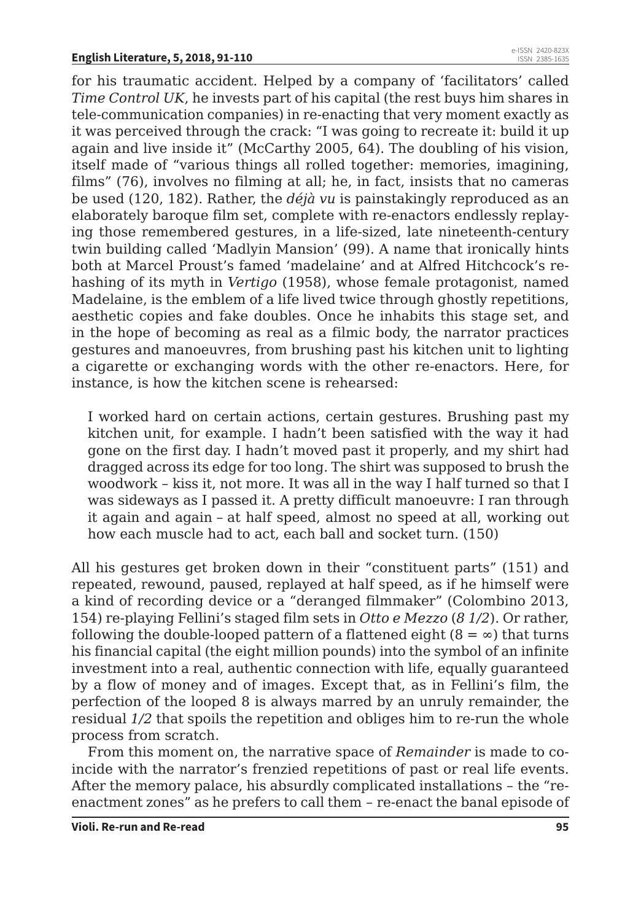for his traumatic accident. Helped by a company of 'facilitators' called *Time Control UK*, he invests part of his capital (the rest buys him shares in tele-communication companies) in re-enacting that very moment exactly as it was perceived through the crack: "I was going to recreate it: build it up again and live inside it" (McCarthy 2005, 64). The doubling of his vision, itself made of "various things all rolled together: memories, imagining, films" (76), involves no filming at all; he, in fact, insists that no cameras be used (120, 182). Rather, the *déjà vu* is painstakingly reproduced as an elaborately baroque film set, complete with re-enactors endlessly replaying those remembered gestures, in a life-sized, late nineteenth-century twin building called 'Madlyin Mansion' (99). A name that ironically hints both at Marcel Proust's famed 'madelaine' and at Alfred Hitchcock's rehashing of its myth in *Vertigo* (1958), whose female protagonist, named Madelaine, is the emblem of a life lived twice through ghostly repetitions, aesthetic copies and fake doubles. Once he inhabits this stage set, and in the hope of becoming as real as a filmic body, the narrator practices gestures and manoeuvres, from brushing past his kitchen unit to lighting a cigarette or exchanging words with the other re-enactors. Here, for instance, is how the kitchen scene is rehearsed:

> I worked hard on certain actions, certain gestures. Brushing past my kitchen unit, for example. I hadn't been satisfied with the way it had gone on the first day. I hadn't moved past it properly, and my shirt had dragged across its edge for too long. The shirt was supposed to brush the woodwork – kiss it, not more. It was all in the way I half turned so that I was sideways as I passed it. A pretty difficult manoeuvre: I ran through it again and again – at half speed, almost no speed at all, working out how each muscle had to act, each ball and socket turn. (150)

All his gestures get broken down in their "constituent parts" (151) and repeated, rewound, paused, replayed at half speed, as if he himself were a kind of recording device or a "deranged filmmaker" (Colombino 2013, 154) re-playing Fellini's staged film sets in *Otto e Mezzo* (*8 1/2*). Or rather, following the double-looped pattern of a flattened eight ($8 = \infty$) that turns his financial capital (the eight million pounds) into the symbol of an infinite investment into a real, authentic connection with life, equally guaranteed by a flow of money and of images. Except that, as in Fellini's film, the perfection of the looped 8 is always marred by an unruly remainder, the residual *1/2* that spoils the repetition and obliges him to re-run the whole process from scratch.

From this moment on, the narrative space of *Remainder* is made to coincide with the narrator's frenzied repetitions of past or real life events. After the memory palace, his absurdly complicated installations – the "re-enactment zones" as he prefers to call them – re-enact the banal episode of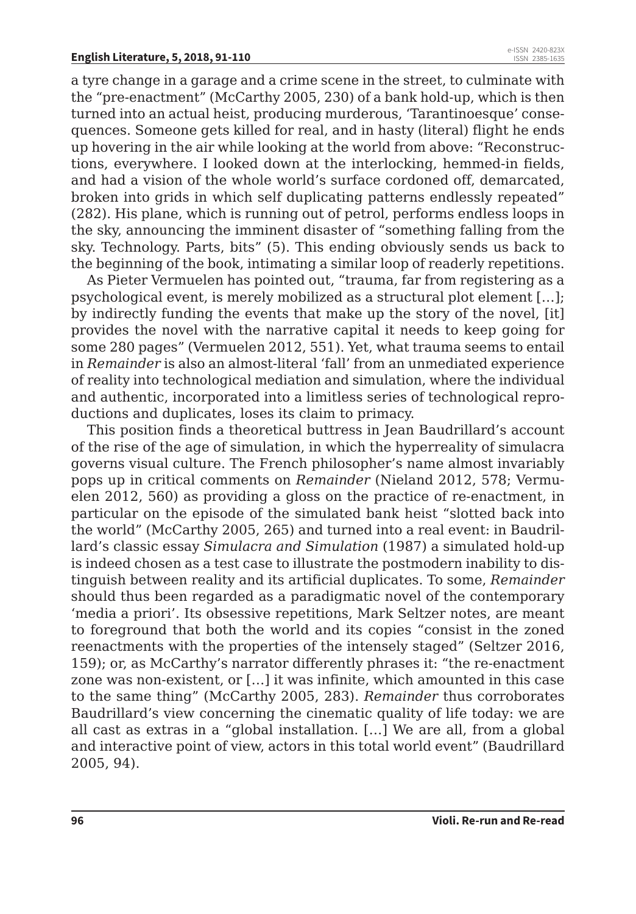a tyre change in a garage and a crime scene in the street, to culminate with the "pre-enactment" (McCarthy 2005, 230) of a bank hold-up, which is then turned into an actual heist, producing murderous, 'Tarantinoesque' consequences. Someone gets killed for real, and in hasty (literal) flight he ends up hovering in the air while looking at the world from above: "Reconstructions, everywhere. I looked down at the interlocking, hemmed-in fields, and had a vision of the whole world's surface cordoned off, demarcated, broken into grids in which self duplicating patterns endlessly repeated" (282). His plane, which is running out of petrol, performs endless loops in the sky, announcing the imminent disaster of "something falling from the sky. Technology. Parts, bits" (5). This ending obviously sends us back to the beginning of the book, intimating a similar loop of readerly repetitions.

As Pieter Vermuelen has pointed out, "trauma, far from registering as a psychological event, is merely mobilized as a structural plot element […]; by indirectly funding the events that make up the story of the novel, [it] provides the novel with the narrative capital it needs to keep going for some 280 pages" (Vermuelen 2012, 551). Yet, what trauma seems to entail in *Remainder* is also an almost-literal 'fall' from an unmediated experience of reality into technological mediation and simulation, where the individual and authentic, incorporated into a limitless series of technological reproductions and duplicates, loses its claim to primacy.

This position finds a theoretical buttress in Jean Baudrillard's account of the rise of the age of simulation, in which the hyperreality of simulacra governs visual culture. The French philosopher's name almost invariably pops up in critical comments on *Remainder* (Nieland 2012, 578; Vermuelen 2012, 560) as providing a gloss on the practice of re-enactment, in particular on the episode of the simulated bank heist "slotted back into the world" (McCarthy 2005, 265) and turned into a real event: in Baudrillard's classic essay *Simulacra and Simulation* (1987) a simulated hold-up is indeed chosen as a test case to illustrate the postmodern inability to distinguish between reality and its artificial duplicates. To some, *Remainder* should thus been regarded as a paradigmatic novel of the contemporary 'media a priori'. Its obsessive repetitions, Mark Seltzer notes, are meant to foreground that both the world and its copies "consist in the zoned reenactments with the properties of the intensely staged" (Seltzer 2016, 159); or, as McCarthy's narrator differently phrases it: "the re-enactment zone was non-existent, or […] it was infinite, which amounted in this case to the same thing" (McCarthy 2005, 283). *Remainder* thus corroborates Baudrillard's view concerning the cinematic quality of life today: we are all cast as extras in a "global installation. […] We are all, from a global and interactive point of view, actors in this total world event" (Baudrillard 2005, 94).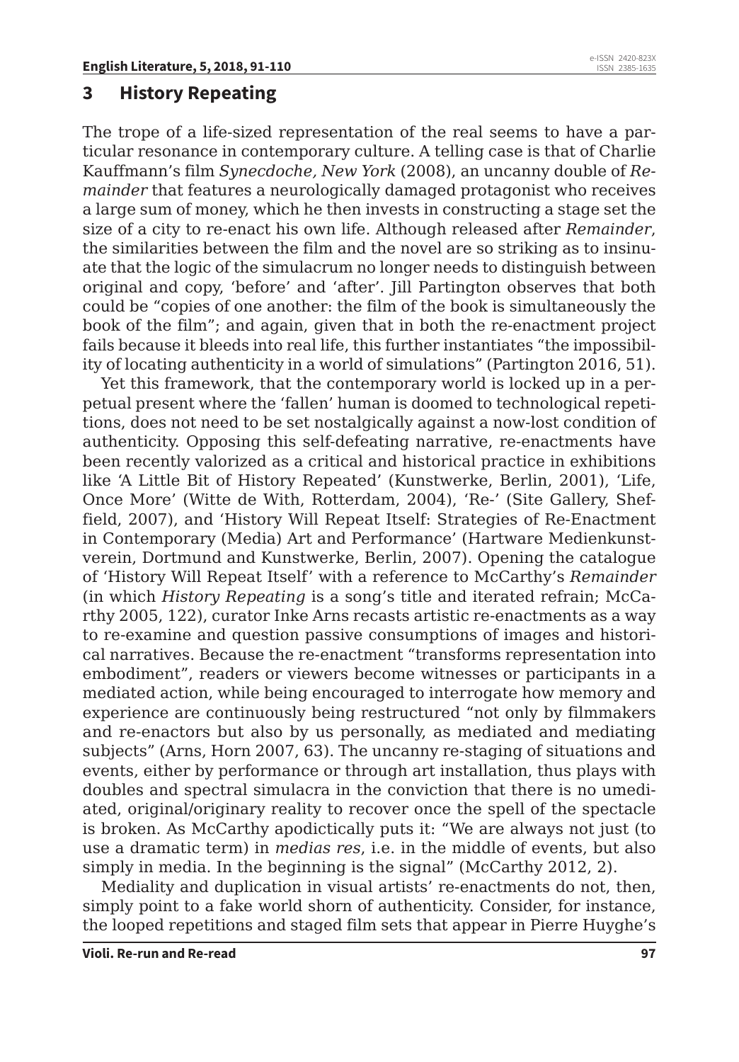## 3 History Repeating

The trope of a life-sized representation of the real seems to have a particular resonance in contemporary culture. A telling case is that of Charlie Kauffmann's film *Synecdoche, New York* (2008), an uncanny double of *Remainder* that features a neurologically damaged protagonist who receives a large sum of money, which he then invests in constructing a stage set the size of a city to re-enact his own life. Although released after *Remainder*, the similarities between the film and the novel are so striking as to insinuate that the logic of the simulacrum no longer needs to distinguish between original and copy, 'before' and 'after'. Jill Partington observes that both could be "copies of one another: the film of the book is simultaneously the book of the film"; and again, given that in both the re-enactment project fails because it bleeds into real life, this further instantiates "the impossibility of locating authenticity in a world of simulations" (Partington 2016, 51).

Yet this framework, that the contemporary world is locked up in a perpetual present where the 'fallen' human is doomed to technological repetitions, does not need to be set nostalgically against a now-lost condition of authenticity. Opposing this self-defeating narrative, re-enactments have been recently valorized as a critical and historical practice in exhibitions like 'A Little Bit of History Repeated' (Kunstwerke, Berlin, 2001), 'Life, Once More' (Witte de With, Rotterdam, 2004), 'Re-' (Site Gallery, Sheffield, 2007), and 'History Will Repeat Itself: Strategies of Re-Enactment in Contemporary (Media) Art and Performance' (Hartware Medienkunstverein, Dortmund and Kunstwerke, Berlin, 2007). Opening the catalogue of 'History Will Repeat Itself' with a reference to McCarthy's *Remainder* (in which *History Repeating* is a song's title and iterated refrain; McCarthy 2005, 122), curator Inke Arns recasts artistic re-enactments as a way to re-examine and question passive consumptions of images and historical narratives. Because the re-enactment "transforms representation into embodiment", readers or viewers become witnesses or participants in a mediated action, while being encouraged to interrogate how memory and experience are continuously being restructured "not only by filmmakers and re-enactors but also by us personally, as mediated and mediating subjects" (Arns, Horn 2007, 63). The uncanny re-staging of situations and events, either by performance or through art installation, thus plays with doubles and spectral simulacra in the conviction that there is no umediated, original/originary reality to recover once the spell of the spectacle is broken. As McCarthy apodictically puts it: "We are always not just (to use a dramatic term) in *medias res*, i.e. in the middle of events, but also simply in media. In the beginning is the signal" (McCarthy 2012, 2).

Mediality and duplication in visual artists' re-enactments do not, then, simply point to a fake world shorn of authenticity. Consider, for instance, the looped repetitions and staged film sets that appear in Pierre Huyghe's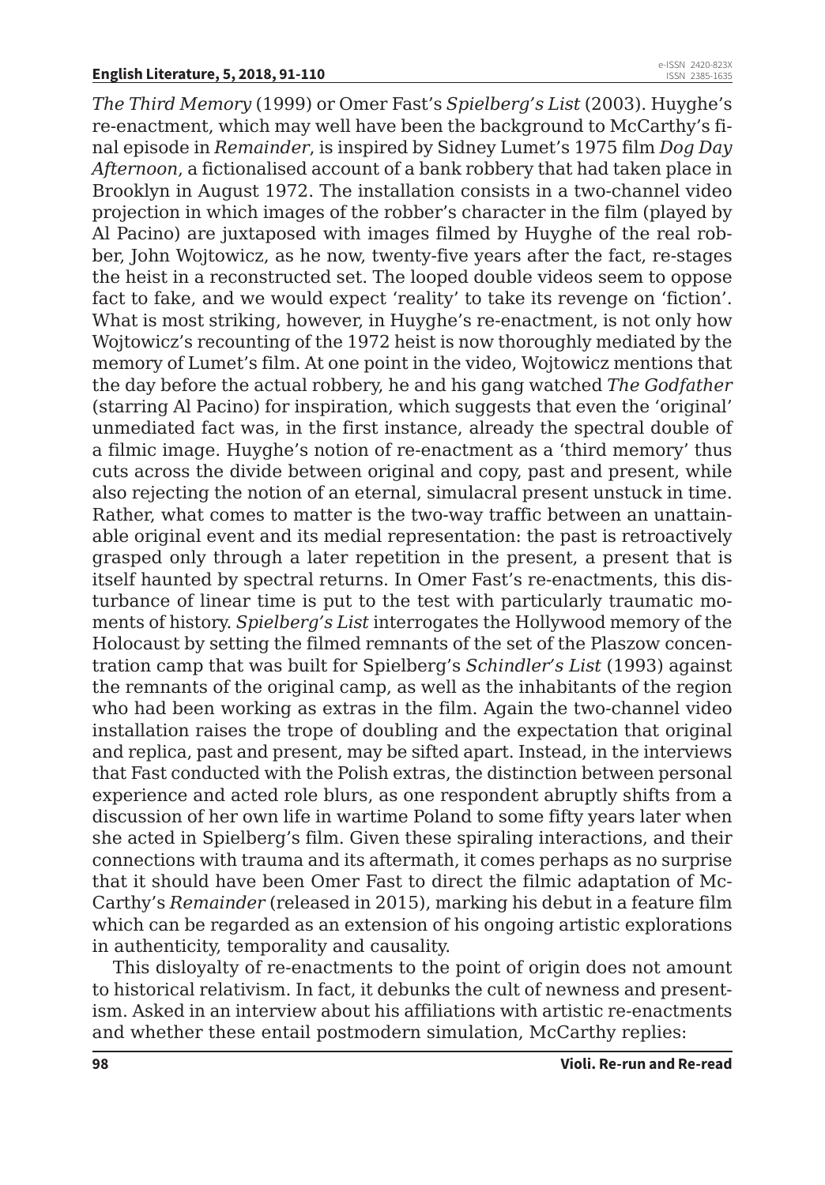*The Third Memory* (1999) or Omer Fast's *Spielberg's List* (2003). Huyghe's re-enactment, which may well have been the background to McCarthy's final episode in *Remainder*, is inspired by Sidney Lumet's 1975 film *Dog Day Afternoon*, a fictionalised account of a bank robbery that had taken place in Brooklyn in August 1972. The installation consists in a two-channel video projection in which images of the robber's character in the film (played by Al Pacino) are juxtaposed with images filmed by Huyghe of the real robber, John Wojtowicz, as he now, twenty-five years after the fact, re-stages the heist in a reconstructed set. The looped double videos seem to oppose fact to fake, and we would expect 'reality' to take its revenge on 'fiction'. What is most striking, however, in Huyghe's re-enactment, is not only how Wojtowicz's recounting of the 1972 heist is now thoroughly mediated by the memory of Lumet's film. At one point in the video, Wojtowicz mentions that the day before the actual robbery, he and his gang watched *The Godfather* (starring Al Pacino) for inspiration, which suggests that even the 'original' unmediated fact was, in the first instance, already the spectral double of a filmic image. Huyghe's notion of re-enactment as a 'third memory' thus cuts across the divide between original and copy, past and present, while also rejecting the notion of an eternal, simulacral present unstuck in time. Rather, what comes to matter is the two-way traffic between an unattainable original event and its medial representation: the past is retroactively grasped only through a later repetition in the present, a present that is itself haunted by spectral returns. In Omer Fast's re-enactments, this disturbance of linear time is put to the test with particularly traumatic moments of history. *Spielberg's List* interrogates the Hollywood memory of the Holocaust by setting the filmed remnants of the set of the Plaszow concentration camp that was built for Spielberg's *Schindler's List* (1993) against the remnants of the original camp, as well as the inhabitants of the region who had been working as extras in the film. Again the two-channel video installation raises the trope of doubling and the expectation that original and replica, past and present, may be sifted apart. Instead, in the interviews that Fast conducted with the Polish extras, the distinction between personal experience and acted role blurs, as one respondent abruptly shifts from a discussion of her own life in wartime Poland to some fifty years later when she acted in Spielberg's film. Given these spiraling interactions, and their connections with trauma and its aftermath, it comes perhaps as no surprise that it should have been Omer Fast to direct the filmic adaptation of McCarthy's *Remainder* (released in 2015), marking his debut in a feature film which can be regarded as an extension of his ongoing artistic explorations in authenticity, temporality and causality.

This disloyalty of re-enactments to the point of origin does not amount to historical relativism. In fact, it debunks the cult of newness and presentism. Asked in an interview about his affiliations with artistic re-enactments and whether these entail postmodern simulation, McCarthy replies: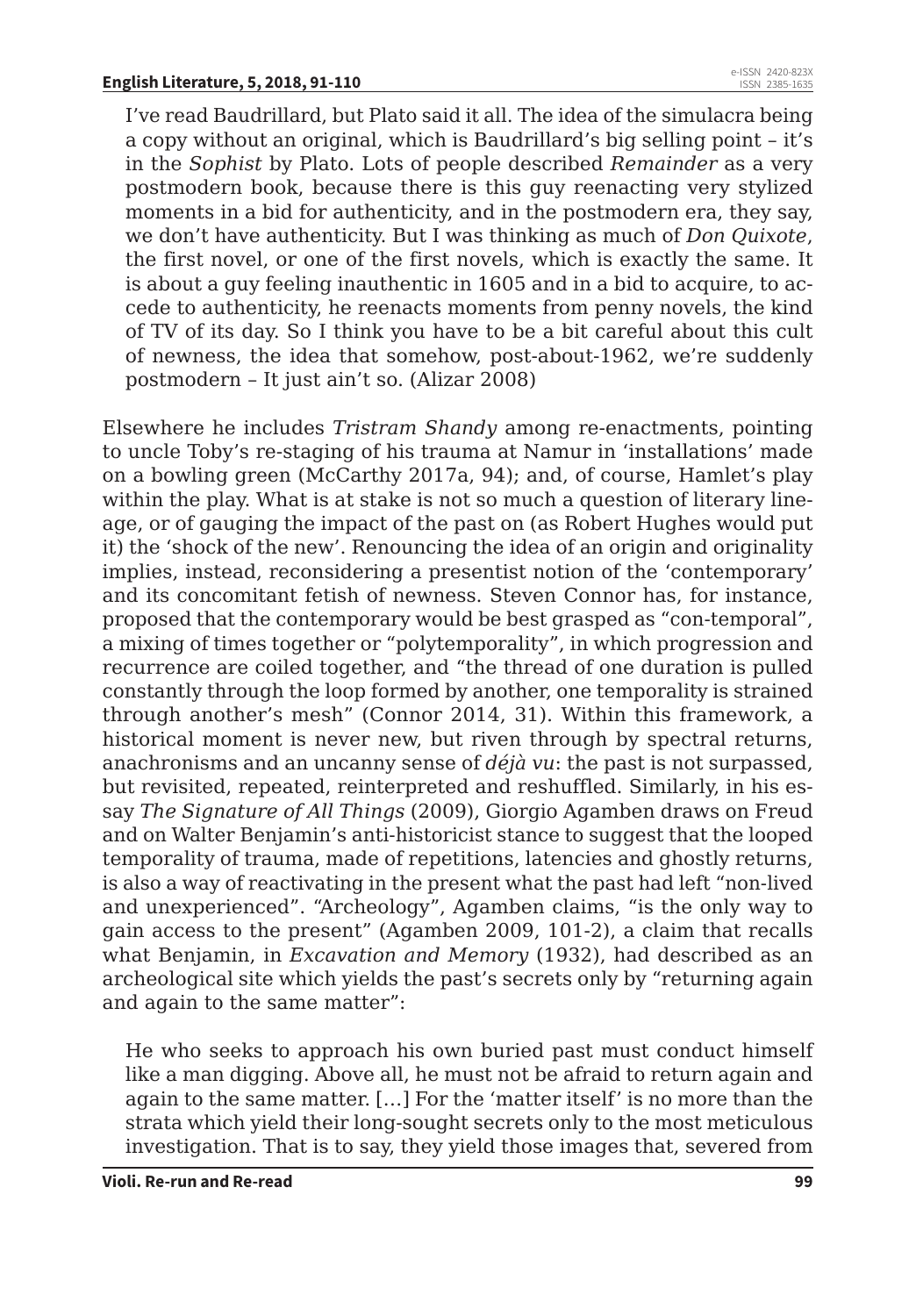> I've read Baudrillard, but Plato said it all. The idea of the simulacra being a copy without an original, which is Baudrillard's big selling point – it's in the *Sophist* by Plato. Lots of people described *Remainder* as a very postmodern book, because there is this guy reenacting very stylized moments in a bid for authenticity, and in the postmodern era, they say, we don't have authenticity. But I was thinking as much of *Don Quixote*, the first novel, or one of the first novels, which is exactly the same. It is about a guy feeling inauthentic in 1605 and in a bid to acquire, to accede to authenticity, he reenacts moments from penny novels, the kind of TV of its day. So I think you have to be a bit careful about this cult of newness, the idea that somehow, post-about-1962, we're suddenly postmodern – It just ain't so. (Alizar 2008)

Elsewhere he includes *Tristram Shandy* among re-enactments, pointing to uncle Toby's re-staging of his trauma at Namur in 'installations' made on a bowling green (McCarthy 2017a, 94); and, of course, Hamlet's play within the play. What is at stake is not so much a question of literary lineage, or of gauging the impact of the past on (as Robert Hughes would put it) the 'shock of the new'. Renouncing the idea of an origin and originality implies, instead, reconsidering a presentist notion of the 'contemporary' and its concomitant fetish of newness. Steven Connor has, for instance, proposed that the contemporary would be best grasped as "con-temporal", a mixing of times together or "polytemporality", in which progression and recurrence are coiled together, and "the thread of one duration is pulled constantly through the loop formed by another, one temporality is strained through another's mesh" (Connor 2014, 31). Within this framework, a historical moment is never new, but riven through by spectral returns, anachronisms and an uncanny sense of *déjà vu*: the past is not surpassed, but revisited, repeated, reinterpreted and reshuffled. Similarly, in his essay *The Signature of All Things* (2009), Giorgio Agamben draws on Freud and on Walter Benjamin's anti-historicist stance to suggest that the looped temporality of trauma, made of repetitions, latencies and ghostly returns, is also a way of reactivating in the present what the past had left "non-lived and unexperienced". "Archeology", Agamben claims, "is the only way to gain access to the present" (Agamben 2009, 101-2), a claim that recalls what Benjamin, in *Excavation and Memory* (1932), had described as an archeological site which yields the past's secrets only by "returning again and again to the same matter":

> He who seeks to approach his own buried past must conduct himself like a man digging. Above all, he must not be afraid to return again and again to the same matter. […] For the 'matter itself' is no more than the strata which yield their long-sought secrets only to the most meticulous investigation. That is to say, they yield those images that, severed from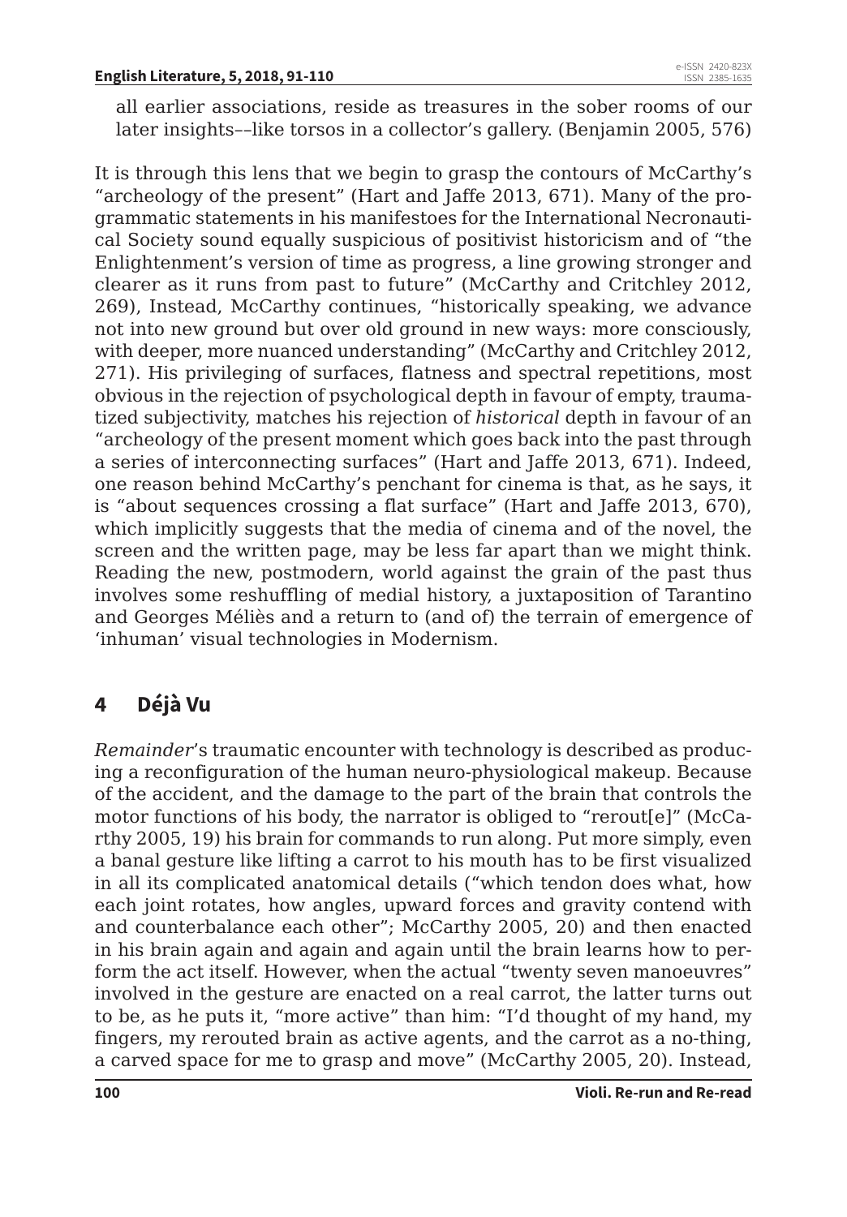all earlier associations, reside as treasures in the sober rooms of our later insights––like torsos in a collector's gallery. (Benjamin 2005, 576)

It is through this lens that we begin to grasp the contours of McCarthy's "archeology of the present" (Hart and Jaffe 2013, 671). Many of the programmatic statements in his manifestoes for the International Necronautical Society sound equally suspicious of positivist historicism and of "the Enlightenment's version of time as progress, a line growing stronger and clearer as it runs from past to future" (McCarthy and Critchley 2012, 269), Instead, McCarthy continues, "historically speaking, we advance not into new ground but over old ground in new ways: more consciously, with deeper, more nuanced understanding" (McCarthy and Critchley 2012, 271). His privileging of surfaces, flatness and spectral repetitions, most obvious in the rejection of psychological depth in favour of empty, traumatized subjectivity, matches his rejection of *historical* depth in favour of an "archeology of the present moment which goes back into the past through a series of interconnecting surfaces" (Hart and Jaffe 2013, 671). Indeed, one reason behind McCarthy's penchant for cinema is that, as he says, it is "about sequences crossing a flat surface" (Hart and Jaffe 2013, 670), which implicitly suggests that the media of cinema and of the novel, the screen and the written page, may be less far apart than we might think. Reading the new, postmodern, world against the grain of the past thus involves some reshuffling of medial history, a juxtaposition of Tarantino and Georges Méliès and a return to (and of) the terrain of emergence of 'inhuman' visual technologies in Modernism.

## 4 Déjà Vu

*Remainder*'s traumatic encounter with technology is described as producing a reconfiguration of the human neuro-physiological makeup. Because of the accident, and the damage to the part of the brain that controls the motor functions of his body, the narrator is obliged to "rerout[e]" (McCarthy 2005, 19) his brain for commands to run along. Put more simply, even a banal gesture like lifting a carrot to his mouth has to be first visualized in all its complicated anatomical details ("which tendon does what, how each joint rotates, how angles, upward forces and gravity contend with and counterbalance each other"; McCarthy 2005, 20) and then enacted in his brain again and again and again until the brain learns how to perform the act itself. However, when the actual "twenty seven manoeuvres" involved in the gesture are enacted on a real carrot, the latter turns out to be, as he puts it, "more active" than him: "I'd thought of my hand, my fingers, my rerouted brain as active agents, and the carrot as a no-thing, a carved space for me to grasp and move" (McCarthy 2005, 20). Instead,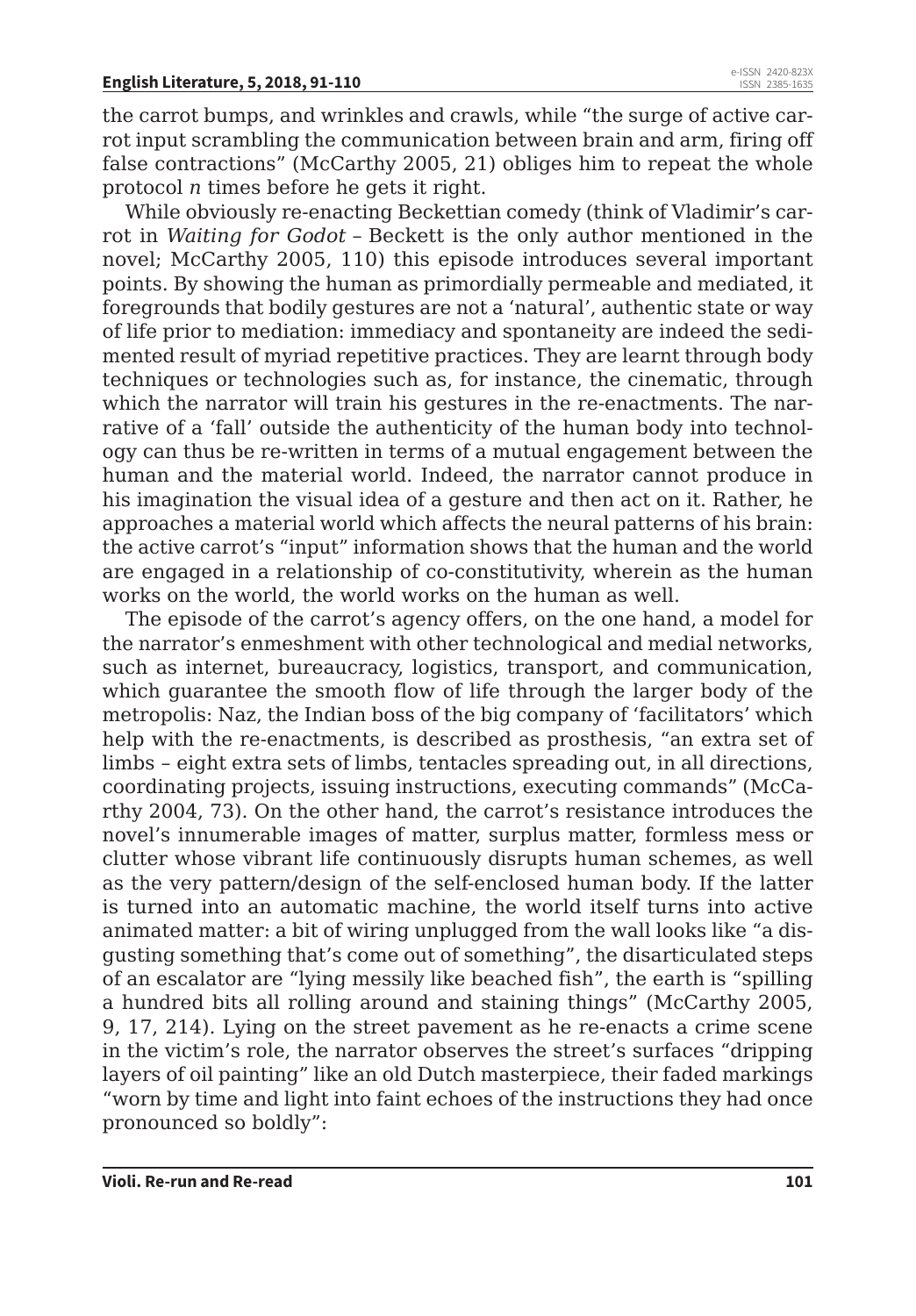the carrot bumps, and wrinkles and crawls, while "the surge of active carrot input scrambling the communication between brain and arm, firing off false contractions" (McCarthy 2005, 21) obliges him to repeat the whole protocol *n* times before he gets it right.

While obviously re-enacting Beckettian comedy (think of Vladimir's carrot in *Waiting for Godot* – Beckett is the only author mentioned in the novel; McCarthy 2005, 110) this episode introduces several important points. By showing the human as primordially permeable and mediated, it foregrounds that bodily gestures are not a 'natural', authentic state or way of life prior to mediation: immediacy and spontaneity are indeed the sedimented result of myriad repetitive practices. They are learnt through body techniques or technologies such as, for instance, the cinematic, through which the narrator will train his gestures in the re-enactments. The narrative of a 'fall' outside the authenticity of the human body into technology can thus be re-written in terms of a mutual engagement between the human and the material world. Indeed, the narrator cannot produce in his imagination the visual idea of a gesture and then act on it. Rather, he approaches a material world which affects the neural patterns of his brain: the active carrot's "input" information shows that the human and the world are engaged in a relationship of co-constitutivity, wherein as the human works on the world, the world works on the human as well.

The episode of the carrot's agency offers, on the one hand, a model for the narrator's enmeshment with other technological and medial networks, such as internet, bureaucracy, logistics, transport, and communication, which guarantee the smooth flow of life through the larger body of the metropolis: Naz, the Indian boss of the big company of 'facilitators' which help with the re-enactments, is described as prosthesis, "an extra set of limbs – eight extra sets of limbs, tentacles spreading out, in all directions, coordinating projects, issuing instructions, executing commands" (McCarthy 2004, 73). On the other hand, the carrot's resistance introduces the novel's innumerable images of matter, surplus matter, formless mess or clutter whose vibrant life continuously disrupts human schemes, as well as the very pattern/design of the self-enclosed human body. If the latter is turned into an automatic machine, the world itself turns into active animated matter: a bit of wiring unplugged from the wall looks like "a disgusting something that's come out of something", the disarticulated steps of an escalator are "lying messily like beached fish", the earth is "spilling a hundred bits all rolling around and staining things" (McCarthy 2005, 9, 17, 214). Lying on the street pavement as he re-enacts a crime scene in the victim's role, the narrator observes the street's surfaces "dripping layers of oil painting" like an old Dutch masterpiece, their faded markings "worn by time and light into faint echoes of the instructions they had once pronounced so boldly":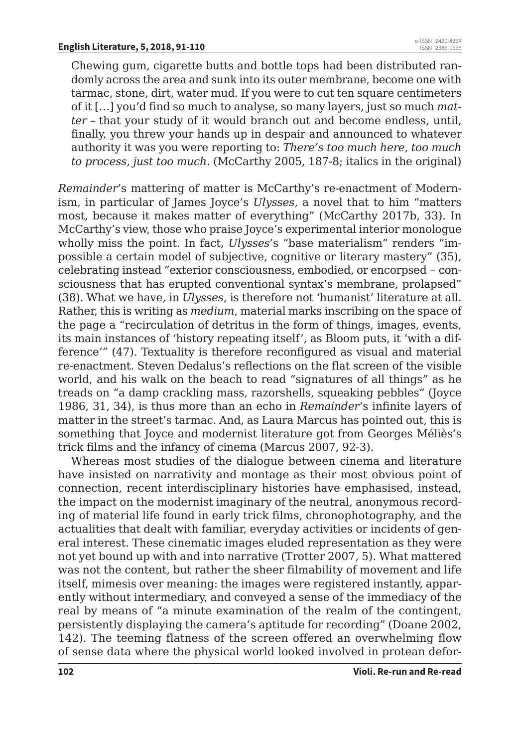Chewing gum, cigarette butts and bottle tops had been distributed randomly across the area and sunk into its outer membrane, become one with tarmac, stone, dirt, water mud. If you were to cut ten square centimeters of it […] you'd find so much to analyse, so many layers, just so much *matter* – that your study of it would branch out and become endless, until, finally, you threw your hands up in despair and announced to whatever authority it was you were reporting to: *There's too much here, too much to process, just too much*. (McCarthy 2005, 187-8; italics in the original)

*Remainder*'s mattering of matter is McCarthy's re-enactment of Modernism, in particular of James Joyce's *Ulysses*, a novel that to him "matters most, because it makes matter of everything" (McCarthy 2017b, 33). In McCarthy's view, those who praise Joyce's experimental interior monologue wholly miss the point. In fact, *Ulysses*'s "base materialism" renders "impossible a certain model of subjective, cognitive or literary mastery" (35), celebrating instead "exterior consciousness, embodied, or encorpsed – consciousness that has erupted conventional syntax's membrane, prolapsed" (38). What we have, in *Ulysses*, is therefore not 'humanist' literature at all. Rather, this is writing as *medium*, material marks inscribing on the space of the page a "recirculation of detritus in the form of things, images, events, its main instances of 'history repeating itself', as Bloom puts, it 'with a difference'" (47). Textuality is therefore reconfigured as visual and material re-enactment. Steven Dedalus's reflections on the flat screen of the visible world, and his walk on the beach to read "signatures of all things" as he treads on "a damp crackling mass, razorshells, squeaking pebbles" (Joyce 1986, 31, 34), is thus more than an echo in *Remainder*'s infinite layers of matter in the street's tarmac. And, as Laura Marcus has pointed out, this is something that Joyce and modernist literature got from Georges Méliès's trick films and the infancy of cinema (Marcus 2007, 92-3).

Whereas most studies of the dialogue between cinema and literature have insisted on narrativity and montage as their most obvious point of connection, recent interdisciplinary histories have emphasised, instead, the impact on the modernist imaginary of the neutral, anonymous recording of material life found in early trick films, chronophotography, and the actualities that dealt with familiar, everyday activities or incidents of general interest. These cinematic images eluded representation as they were not yet bound up with and into narrative (Trotter 2007, 5). What mattered was not the content, but rather the sheer filmability of movement and life itself, mimesis over meaning: the images were registered instantly, apparently without intermediary, and conveyed a sense of the immediacy of the real by means of "a minute examination of the realm of the contingent, persistently displaying the camera's aptitude for recording" (Doane 2002, 142). The teeming flatness of the screen offered an overwhelming flow of sense data where the physical world looked involved in protean defor-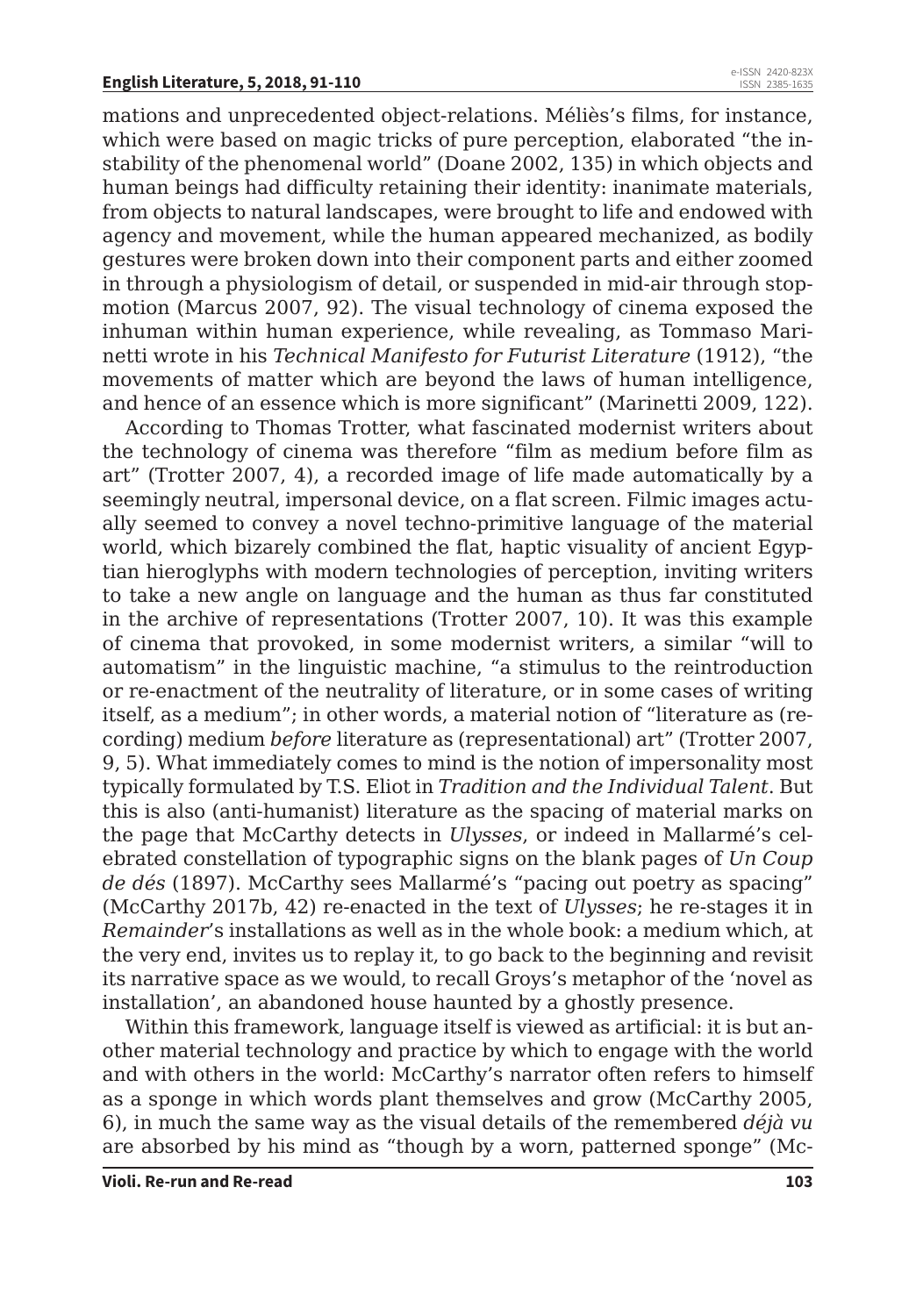mations and unprecedented object-relations. Méliès's films, for instance, which were based on magic tricks of pure perception, elaborated "the instability of the phenomenal world" (Doane 2002, 135) in which objects and human beings had difficulty retaining their identity: inanimate materials, from objects to natural landscapes, were brought to life and endowed with agency and movement, while the human appeared mechanized, as bodily gestures were broken down into their component parts and either zoomed in through a physiologism of detail, or suspended in mid-air through stop-motion (Marcus 2007, 92). The visual technology of cinema exposed the inhuman within human experience, while revealing, as Tommaso Marinetti wrote in his *Technical Manifesto for Futurist Literature* (1912), "the movements of matter which are beyond the laws of human intelligence, and hence of an essence which is more significant" (Marinetti 2009, 122).

According to Thomas Trotter, what fascinated modernist writers about the technology of cinema was therefore "film as medium before film as art" (Trotter 2007, 4), a recorded image of life made automatically by a seemingly neutral, impersonal device, on a flat screen. Filmic images actually seemed to convey a novel techno-primitive language of the material world, which bizarely combined the flat, haptic visuality of ancient Egyptian hieroglyphs with modern technologies of perception, inviting writers to take a new angle on language and the human as thus far constituted in the archive of representations (Trotter 2007, 10). It was this example of cinema that provoked, in some modernist writers, a similar "will to automatism" in the linguistic machine, "a stimulus to the reintroduction or re-enactment of the neutrality of literature, or in some cases of writing itself, as a medium"; in other words, a material notion of "literature as (recording) medium *before* literature as (representational) art" (Trotter 2007, 9, 5). What immediately comes to mind is the notion of impersonality most typically formulated by T.S. Eliot in *Tradition and the Individual Talent*. But this is also (anti-humanist) literature as the spacing of material marks on the page that McCarthy detects in *Ulysses*, or indeed in Mallarmé's celebrated constellation of typographic signs on the blank pages of *Un Coup de dés* (1897). McCarthy sees Mallarmé's "pacing out poetry as spacing" (McCarthy 2017b, 42) re-enacted in the text of *Ulysses*; he re-stages it in *Remainder*'s installations as well as in the whole book: a medium which, at the very end, invites us to replay it, to go back to the beginning and revisit its narrative space as we would, to recall Groys's metaphor of the 'novel as installation', an abandoned house haunted by a ghostly presence.

Within this framework, language itself is viewed as artificial: it is but another material technology and practice by which to engage with the world and with others in the world: McCarthy's narrator often refers to himself as a sponge in which words plant themselves and grow (McCarthy 2005, 6), in much the same way as the visual details of the remembered *déjà vu* are absorbed by his mind as "though by a worn, patterned sponge" (Mc-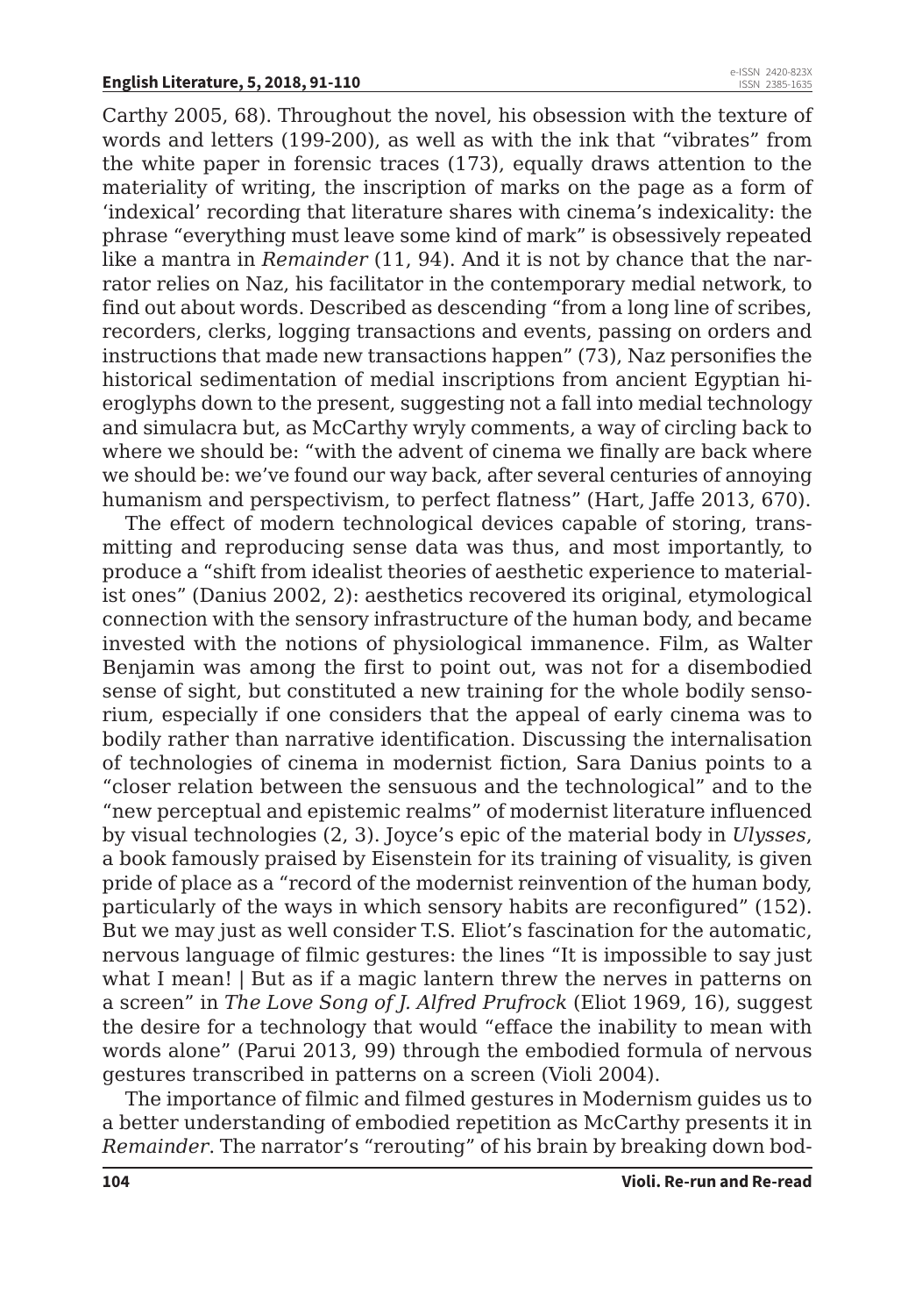Carthy 2005, 68). Throughout the novel, his obsession with the texture of words and letters (199-200), as well as with the ink that "vibrates" from the white paper in forensic traces (173), equally draws attention to the materiality of writing, the inscription of marks on the page as a form of 'indexical' recording that literature shares with cinema's indexicality: the phrase "everything must leave some kind of mark" is obsessively repeated like a mantra in *Remainder* (11, 94). And it is not by chance that the narrator relies on Naz, his facilitator in the contemporary medial network, to find out about words. Described as descending "from a long line of scribes, recorders, clerks, logging transactions and events, passing on orders and instructions that made new transactions happen" (73), Naz personifies the historical sedimentation of medial inscriptions from ancient Egyptian hieroglyphs down to the present, suggesting not a fall into medial technology and simulacra but, as McCarthy wryly comments, a way of circling back to where we should be: "with the advent of cinema we finally are back where we should be: we've found our way back, after several centuries of annoying humanism and perspectivism, to perfect flatness" (Hart, Jaffe 2013, 670).

The effect of modern technological devices capable of storing, transmitting and reproducing sense data was thus, and most importantly, to produce a "shift from idealist theories of aesthetic experience to materialist ones" (Danius 2002, 2): aesthetics recovered its original, etymological connection with the sensory infrastructure of the human body, and became invested with the notions of physiological immanence. Film, as Walter Benjamin was among the first to point out, was not for a disembodied sense of sight, but constituted a new training for the whole bodily sensorium, especially if one considers that the appeal of early cinema was to bodily rather than narrative identification. Discussing the internalisation of technologies of cinema in modernist fiction, Sara Danius points to a "closer relation between the sensuous and the technological" and to the "new perceptual and epistemic realms" of modernist literature influenced by visual technologies (2, 3). Joyce's epic of the material body in *Ulysses*, a book famously praised by Eisenstein for its training of visuality, is given pride of place as a "record of the modernist reinvention of the human body, particularly of the ways in which sensory habits are reconfigured" (152). But we may just as well consider T.S. Eliot's fascination for the automatic, nervous language of filmic gestures: the lines "It is impossible to say just what I mean! | But as if a magic lantern threw the nerves in patterns on a screen" in *The Love Song of J. Alfred Prufrock* (Eliot 1969, 16), suggest the desire for a technology that would "efface the inability to mean with words alone" (Parui 2013, 99) through the embodied formula of nervous gestures transcribed in patterns on a screen (Violi 2004).

The importance of filmic and filmed gestures in Modernism guides us to a better understanding of embodied repetition as McCarthy presents it in *Remainder*. The narrator's "rerouting" of his brain by breaking down bod-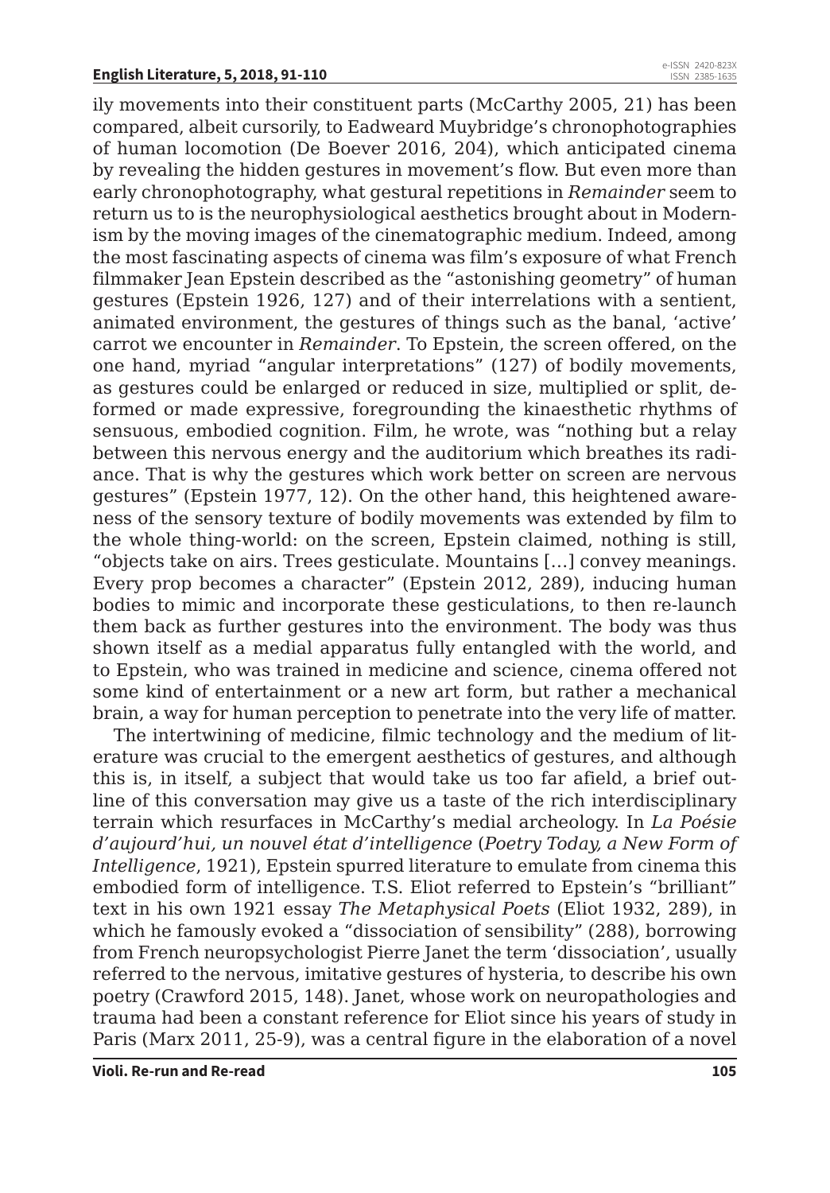ily movements into their constituent parts (McCarthy 2005, 21) has been compared, albeit cursorily, to Eadweard Muybridge's chronophotographies of human locomotion (De Boever 2016, 204), which anticipated cinema by revealing the hidden gestures in movement's flow. But even more than early chronophotography, what gestural repetitions in *Remainder* seem to return us to is the neurophysiological aesthetics brought about in Modernism by the moving images of the cinematographic medium. Indeed, among the most fascinating aspects of cinema was film's exposure of what French filmmaker Jean Epstein described as the "astonishing geometry" of human gestures (Epstein 1926, 127) and of their interrelations with a sentient, animated environment, the gestures of things such as the banal, 'active' carrot we encounter in *Remainder*. To Epstein, the screen offered, on the one hand, myriad "angular interpretations" (127) of bodily movements, as gestures could be enlarged or reduced in size, multiplied or split, deformed or made expressive, foregrounding the kinaesthetic rhythms of sensuous, embodied cognition. Film, he wrote, was "nothing but a relay between this nervous energy and the auditorium which breathes its radiance. That is why the gestures which work better on screen are nervous gestures" (Epstein 1977, 12). On the other hand, this heightened awareness of the sensory texture of bodily movements was extended by film to the whole thing-world: on the screen, Epstein claimed, nothing is still, "objects take on airs. Trees gesticulate. Mountains […] convey meanings. Every prop becomes a character" (Epstein 2012, 289), inducing human bodies to mimic and incorporate these gesticulations, to then re-launch them back as further gestures into the environment. The body was thus shown itself as a medial apparatus fully entangled with the world, and to Epstein, who was trained in medicine and science, cinema offered not some kind of entertainment or a new art form, but rather a mechanical brain, a way for human perception to penetrate into the very life of matter.

The intertwining of medicine, filmic technology and the medium of literature was crucial to the emergent aesthetics of gestures, and although this is, in itself, a subject that would take us too far afield, a brief outline of this conversation may give us a taste of the rich interdisciplinary terrain which resurfaces in McCarthy's medial archeology. In *La Poésie d'aujourd'hui, un nouvel état d'intelligence* (*Poetry Today, a New Form of Intelligence*, 1921), Epstein spurred literature to emulate from cinema this embodied form of intelligence. T.S. Eliot referred to Epstein's "brilliant" text in his own 1921 essay *The Metaphysical Poets* (Eliot 1932, 289), in which he famously evoked a "dissociation of sensibility" (288), borrowing from French neuropsychologist Pierre Janet the term 'dissociation', usually referred to the nervous, imitative gestures of hysteria, to describe his own poetry (Crawford 2015, 148). Janet, whose work on neuropathologies and trauma had been a constant reference for Eliot since his years of study in Paris (Marx 2011, 25-9), was a central figure in the elaboration of a novel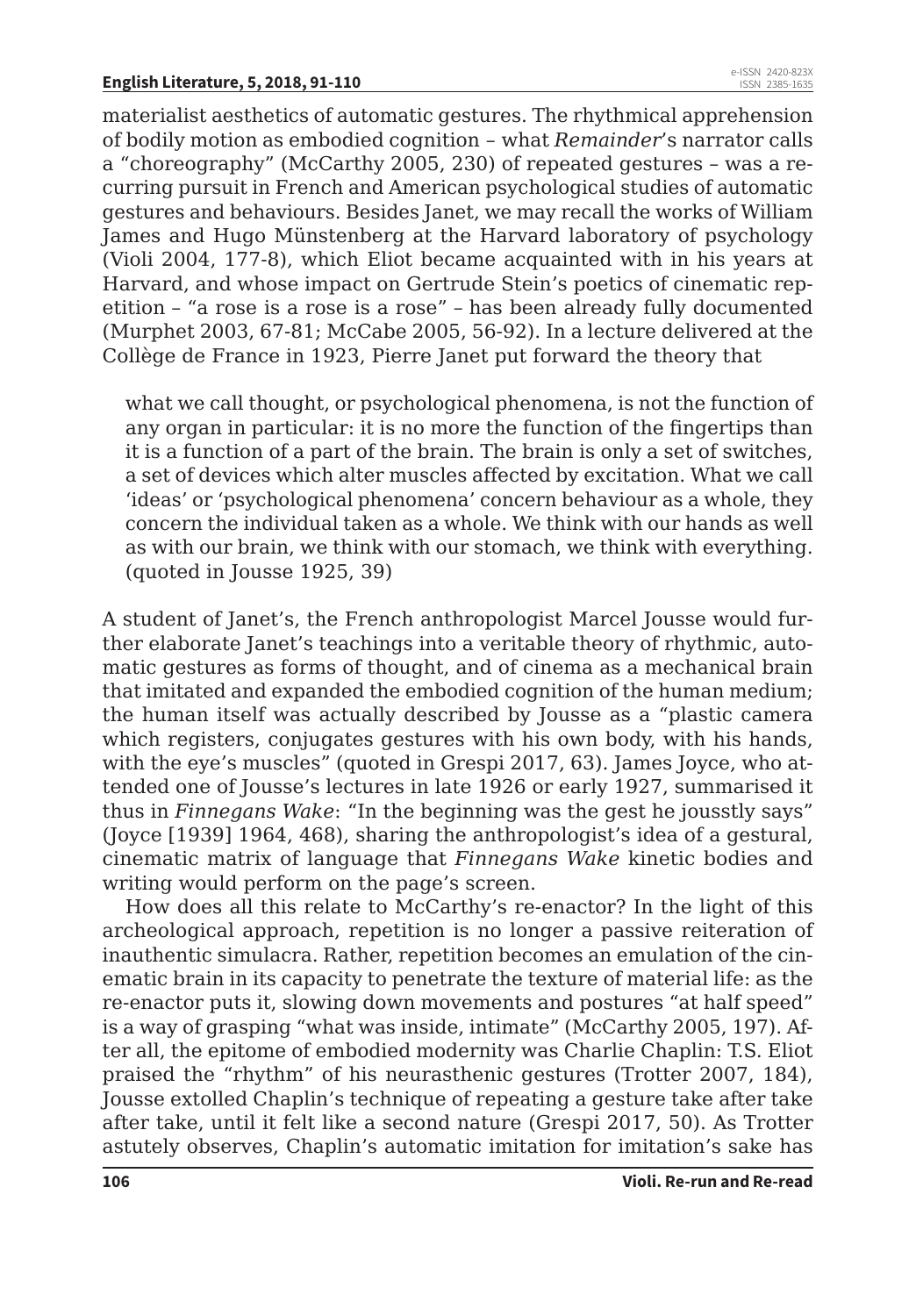materialist aesthetics of automatic gestures. The rhythmical apprehension of bodily motion as embodied cognition – what *Remainder*'s narrator calls a "choreography" (McCarthy 2005, 230) of repeated gestures – was a recurring pursuit in French and American psychological studies of automatic gestures and behaviours. Besides Janet, we may recall the works of William James and Hugo Münstenberg at the Harvard laboratory of psychology (Violi 2004, 177-8), which Eliot became acquainted with in his years at Harvard, and whose impact on Gertrude Stein's poetics of cinematic repetition – "a rose is a rose is a rose" – has been already fully documented (Murphet 2003, 67-81; McCabe 2005, 56-92). In a lecture delivered at the Collège de France in 1923, Pierre Janet put forward the theory that

> what we call thought, or psychological phenomena, is not the function of any organ in particular: it is no more the function of the fingertips than it is a function of a part of the brain. The brain is only a set of switches, a set of devices which alter muscles affected by excitation. What we call 'ideas' or 'psychological phenomena' concern behaviour as a whole, they concern the individual taken as a whole. We think with our hands as well as with our brain, we think with our stomach, we think with everything. (quoted in Jousse 1925, 39)

A student of Janet's, the French anthropologist Marcel Jousse would further elaborate Janet's teachings into a veritable theory of rhythmic, automatic gestures as forms of thought, and of cinema as a mechanical brain that imitated and expanded the embodied cognition of the human medium; the human itself was actually described by Jousse as a "plastic camera which registers, conjugates gestures with his own body, with his hands, with the eye's muscles" (quoted in Grespi 2017, 63). James Joyce, who attended one of Jousse's lectures in late 1926 or early 1927, summarised it thus in *Finnegans Wake*: "In the beginning was the gest he jousstly says" (Joyce [1939] 1964, 468), sharing the anthropologist's idea of a gestural, cinematic matrix of language that *Finnegans Wake* kinetic bodies and writing would perform on the page's screen.

How does all this relate to McCarthy's re-enactor? In the light of this archeological approach, repetition is no longer a passive reiteration of inauthentic simulacra. Rather, repetition becomes an emulation of the cinematic brain in its capacity to penetrate the texture of material life: as the re-enactor puts it, slowing down movements and postures "at half speed" is a way of grasping "what was inside, intimate" (McCarthy 2005, 197). After all, the epitome of embodied modernity was Charlie Chaplin: T.S. Eliot praised the "rhythm" of his neurasthenic gestures (Trotter 2007, 184), Jousse extolled Chaplin's technique of repeating a gesture take after take after take, until it felt like a second nature (Grespi 2017, 50). As Trotter astutely observes, Chaplin's automatic imitation for imitation's sake has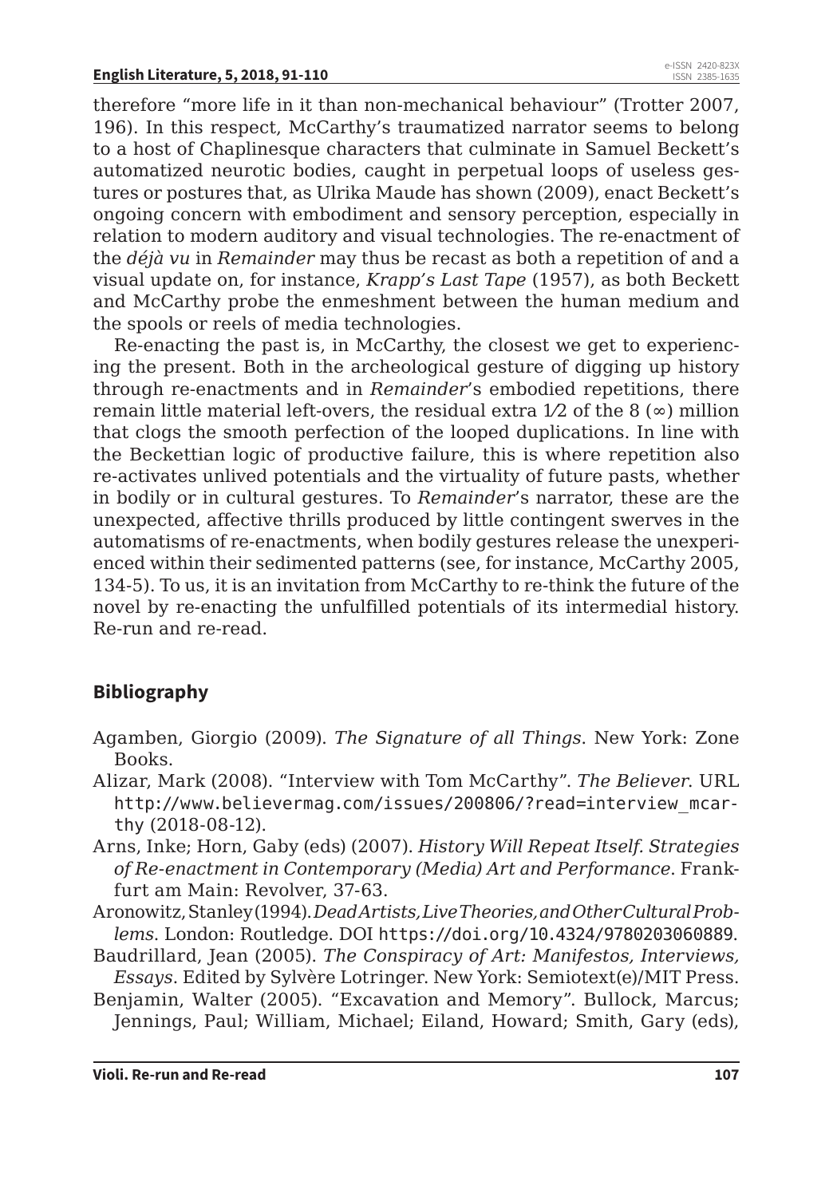therefore “more life in it than non-mechanical behaviour” (Trotter 2007, 196). In this respect, McCarthy’s traumatized narrator seems to belong to a host of Chaplinesque characters that culminate in Samuel Beckett’s automatized neurotic bodies, caught in perpetual loops of useless gestures or postures that, as Ulrika Maude has shown (2009), enact Beckett’s ongoing concern with embodiment and sensory perception, especially in relation to modern auditory and visual technologies. The re-enactment of the *déjà vu* in *Remainder* may thus be recast as both a repetition of and a visual update on, for instance, *Krapp’s Last Tape* (1957), as both Beckett and McCarthy probe the enmeshment between the human medium and the spools or reels of media technologies.

Re-enacting the past is, in McCarthy, the closest we get to experiencing the present. Both in the archeological gesture of digging up history through re-enactments and in *Remainder*’s embodied repetitions, there remain little material left-overs, the residual extra 1⁄2 of the 8 (∞) million that clogs the smooth perfection of the looped duplications. In line with the Beckettian logic of productive failure, this is where repetition also re-activates unlived potentials and the virtuality of future pasts, whether in bodily or in cultural gestures. To *Remainder*’s narrator, these are the unexpected, affective thrills produced by little contingent swerves in the automatisms of re-enactments, when bodily gestures release the unexperienced within their sedimented patterns (see, for instance, McCarthy 2005, 134-5). To us, it is an invitation from McCarthy to re-think the future of the novel by re-enacting the unfulfilled potentials of its intermedial history. Re-run and re-read.

## Bibliography

Agamben, Giorgio (2009). *The Signature of all Things*. New York: Zone Books.

Alizar, Mark (2008). “Interview with Tom McCarthy”. *The Believer*. URL http://www.believermag.com/issues/200806/?read=interview_mcarthy (2018-08-12).

Arns, Inke; Horn, Gaby (eds) (2007). *History Will Repeat Itself. Strategies of Re-enactment in Contemporary (Media) Art and Performance*. Frankfurt am Main: Revolver, 37-63.

Aronowitz, Stanley (1994). *Dead Artists, Live Theories, and Other Cultural Problems*. London: Routledge. DOI https://doi.org/10.4324/9780203060889.

Baudrillard, Jean (2005). *The Conspiracy of Art: Manifestos, Interviews, Essays*. Edited by Sylvère Lotringer. New York: Semiotext(e)/MIT Press.

Benjamin, Walter (2005). “Excavation and Memory”. Bullock, Marcus; Jennings, Paul; William, Michael; Eiland, Howard; Smith, Gary (eds),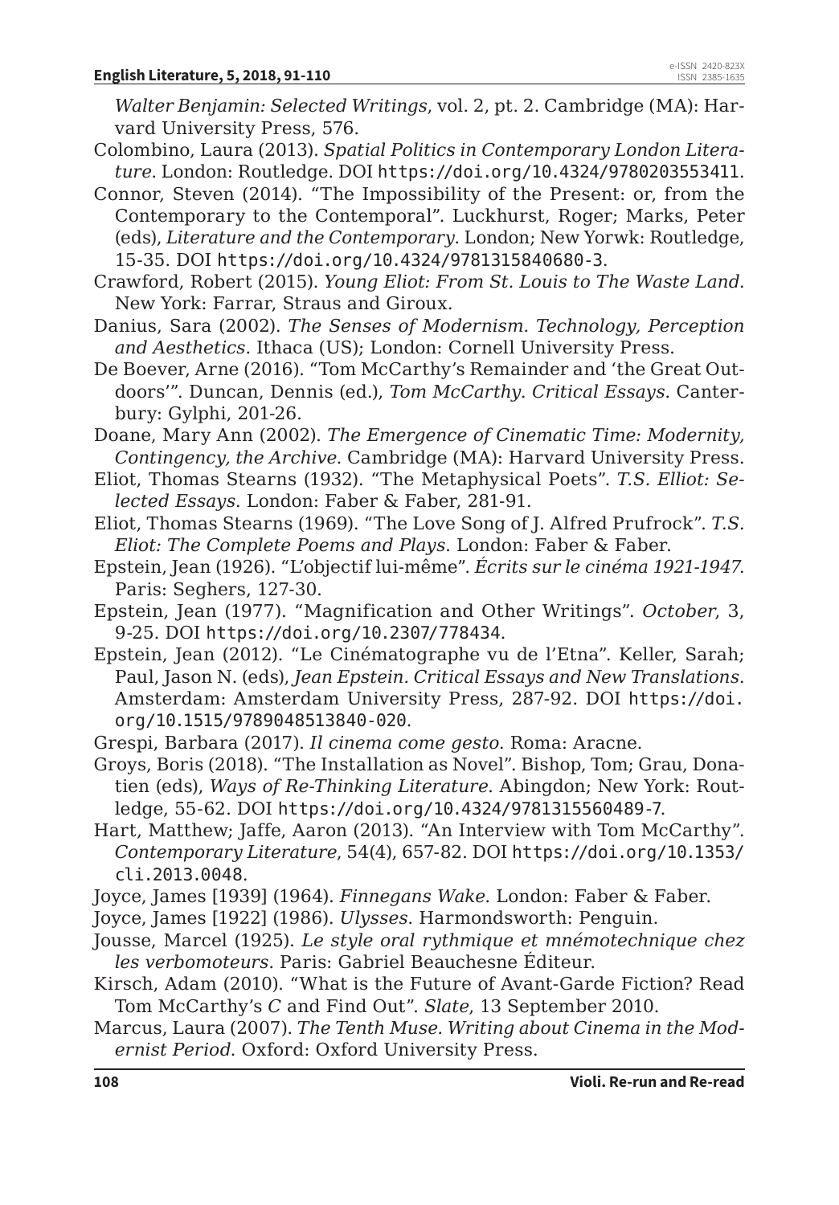*Walter Benjamin: Selected Writings*, vol. 2, pt. 2. Cambridge (MA): Harvard University Press, 576.

Colombino, Laura (2013). *Spatial Politics in Contemporary London Literature*. London: Routledge. DOI https://doi.org/10.4324/9780203553411.

Connor, Steven (2014). "The Impossibility of the Present: or, from the Contemporary to the Contemporal". Luckhurst, Roger; Marks, Peter (eds), *Literature and the Contemporary*. London; New Yorwk: Routledge, 15-35. DOI https://doi.org/10.4324/9781315840680-3.

Crawford, Robert (2015). *Young Eliot: From St. Louis to The Waste Land*. New York: Farrar, Straus and Giroux.

Danius, Sara (2002). *The Senses of Modernism. Technology, Perception and Aesthetics*. Ithaca (US); London: Cornell University Press.

De Boever, Arne (2016). "Tom McCarthy's Remainder and 'the Great Outdoors'". Duncan, Dennis (ed.), *Tom McCarthy. Critical Essays*. Canterbury: Gylphi, 201-26.

Doane, Mary Ann (2002). *The Emergence of Cinematic Time: Modernity, Contingency, the Archive*. Cambridge (MA): Harvard University Press.

Eliot, Thomas Stearns (1932). "The Metaphysical Poets". *T.S. Elliot: Selected Essays*. London: Faber & Faber, 281-91.

Eliot, Thomas Stearns (1969). "The Love Song of J. Alfred Prufrock". *T.S. Eliot: The Complete Poems and Plays*. London: Faber & Faber.

Epstein, Jean (1926). "L'objectif lui-même". *Écrits sur le cinéma 1921-1947*. Paris: Seghers, 127-30.

Epstein, Jean (1977). "Magnification and Other Writings". *October*, 3, 9-25. DOI https://doi.org/10.2307/778434.

Epstein, Jean (2012). "Le Cinématographe vu de l'Etna". Keller, Sarah; Paul, Jason N. (eds), *Jean Epstein. Critical Essays and New Translations*. Amsterdam: Amsterdam University Press, 287-92. DOI https://doi.org/10.1515/9789048513840-020.

Grespi, Barbara (2017). *Il cinema come gesto*. Roma: Aracne.

Groys, Boris (2018). "The Installation as Novel". Bishop, Tom; Grau, Donatien (eds), *Ways of Re-Thinking Literature*. Abingdon; New York: Routledge, 55-62. DOI https://doi.org/10.4324/9781315560489-7.

Hart, Matthew; Jaffe, Aaron (2013). "An Interview with Tom McCarthy". *Contemporary Literature*, 54(4), 657-82. DOI https://doi.org/10.1353/cli.2013.0048.

Joyce, James [1939] (1964). *Finnegans Wake*. London: Faber & Faber.

Joyce, James [1922] (1986). *Ulysses*. Harmondsworth: Penguin.

Jousse, Marcel (1925). *Le style oral rythmique et mnémotechnique chez les verbomoteurs*. Paris: Gabriel Beauchesne Éditeur.

Kirsch, Adam (2010). "What is the Future of Avant-Garde Fiction? Read Tom McCarthy's *C* and Find Out". *Slate*, 13 September 2010.

Marcus, Laura (2007). *The Tenth Muse. Writing about Cinema in the Modernist Period*. Oxford: Oxford University Press.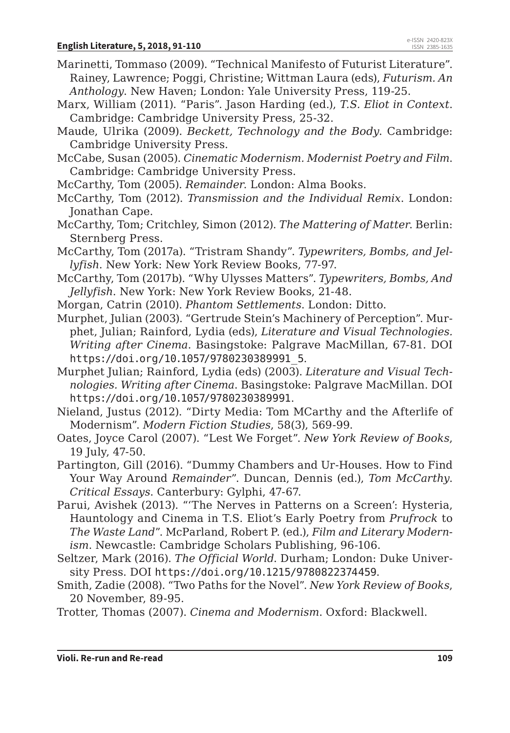Marinetti, Tommaso (2009). “Technical Manifesto of Futurist Literature”. Rainey, Lawrence; Poggi, Christine; Wittman Laura (eds), *Futurism. An Anthology*. New Haven; London: Yale University Press, 119-25.

Marx, William (2011). “Paris”. Jason Harding (ed.), *T.S. Eliot in Context*. Cambridge: Cambridge University Press, 25-32.

Maude, Ulrika (2009). *Beckett, Technology and the Body*. Cambridge: Cambridge University Press.

McCabe, Susan (2005). *Cinematic Modernism. Modernist Poetry and Film*. Cambridge: Cambridge University Press.

McCarthy, Tom (2005). *Remainder*. London: Alma Books.

McCarthy, Tom (2012). *Transmission and the Individual Remix*. London: Jonathan Cape.

McCarthy, Tom; Critchley, Simon (2012). *The Mattering of Matter*. Berlin: Sternberg Press.

McCarthy, Tom (2017a). “Tristram Shandy”. *Typewriters, Bombs, and Jellyfish*. New York: New York Review Books, 77-97.

McCarthy, Tom (2017b). “Why Ulysses Matters”. *Typewriters, Bombs, And Jellyfish*. New York: New York Review Books, 21-48.

Morgan, Catrin (2010). *Phantom Settlements*. London: Ditto.

Murphet, Julian (2003). “Gertrude Stein’s Machinery of Perception”. Murphet, Julian; Rainford, Lydia (eds), *Literature and Visual Technologies. Writing after Cinema*. Basingstoke: Palgrave MacMillan, 67-81. DOI https://doi.org/10.1057/9780230389991_5.

Murphet Julian; Rainford, Lydia (eds) (2003). *Literature and Visual Technologies. Writing after Cinema*. Basingstoke: Palgrave MacMillan. DOI https://doi.org/10.1057/9780230389991.

Nieland, Justus (2012). “Dirty Media: Tom MCarthy and the Afterlife of Modernism”. *Modern Fiction Studies*, 58(3), 569-99.

Oates, Joyce Carol (2007). “Lest We Forget”. *New York Review of Books*, 19 July, 47-50.

Partington, Gill (2016). “Dummy Chambers and Ur-Houses. How to Find Your Way Around *Remainder*”. Duncan, Dennis (ed.), *Tom McCarthy. Critical Essays*. Canterbury: Gylphi, 47-67.

Parui, Avishek (2013). “‘The Nerves in Patterns on a Screen’: Hysteria, Hauntology and Cinema in T.S. Eliot’s Early Poetry from *Prufrock* to *The Waste Land*”. McParland, Robert P. (ed.), *Film and Literary Modernism*. Newcastle: Cambridge Scholars Publishing, 96-106.

Seltzer, Mark (2016). *The Official World*. Durham; London: Duke University Press. DOI https://doi.org/10.1215/9780822374459.

Smith, Zadie (2008). “Two Paths for the Novel”. *New York Review of Books*, 20 November, 89-95.

Trotter, Thomas (2007). *Cinema and Modernism*. Oxford: Blackwell.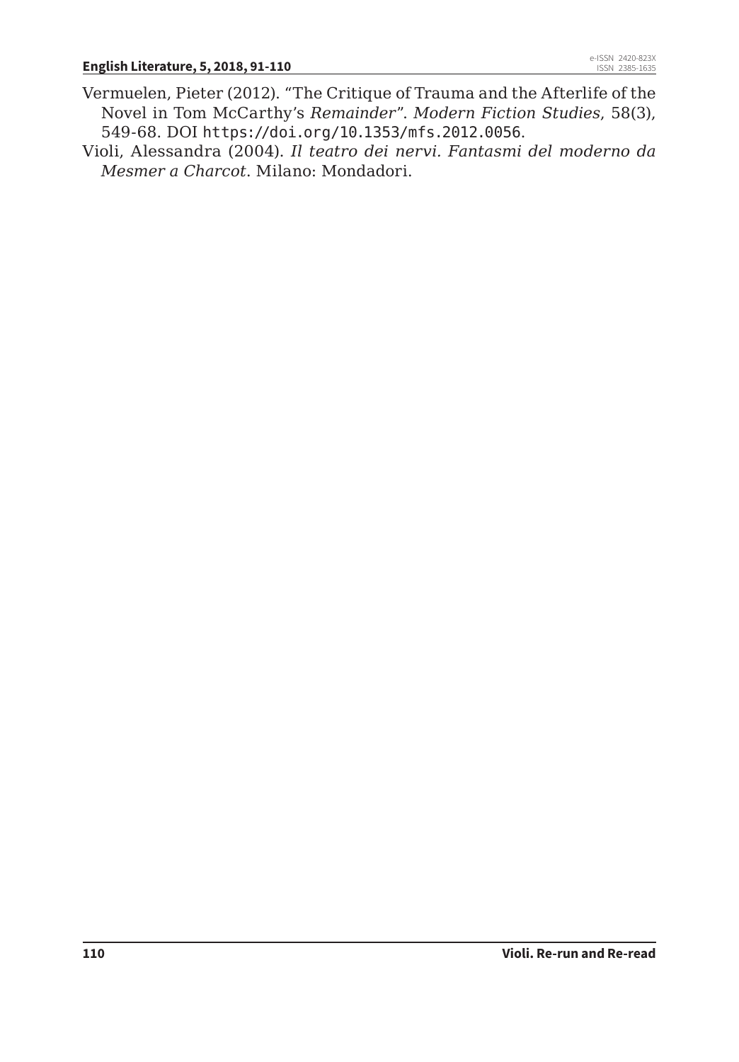Vermuelen, Pieter (2012). "The Critique of Trauma and the Afterlife of the Novel in Tom McCarthy's *Remainder*". *Modern Fiction Studies*, 58(3), 549-68. DOI `https://doi.org/10.1353/mfs.2012.0056`.

Violi, Alessandra (2004). *Il teatro dei nervi. Fantasmi del moderno da Mesmer a Charcot*. Milano: Mondadori.